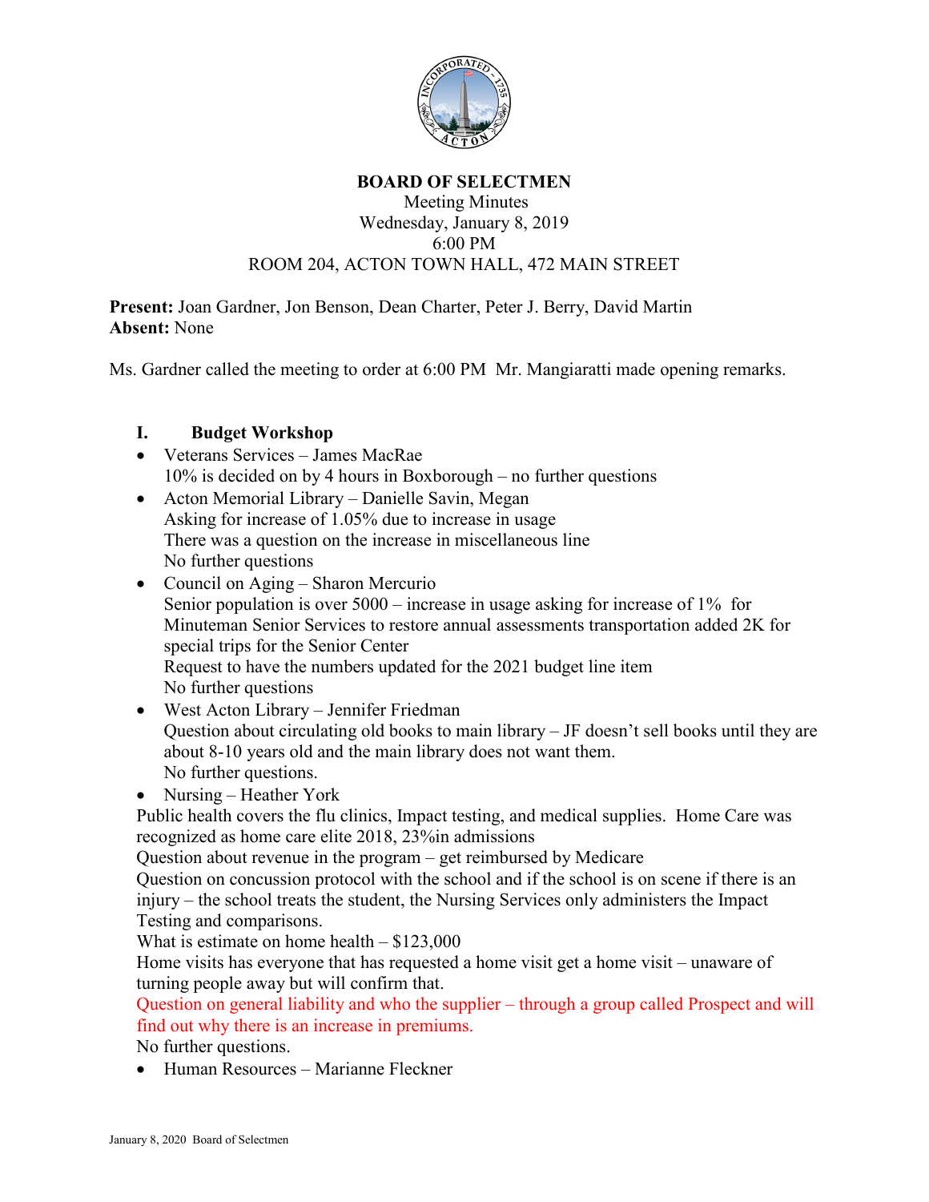**BOARD OF SELECTMEN**
Meeting Minutes
Wednesday, January 8, 2019
6:00 PM
ROOM 204, ACTON TOWN HALL, 472 MAIN STREET

**Present:** Joan Gardner, Jon Benson, Dean Charter, Peter J. Berry, David Martin
**Absent:** None

Ms. Gardner called the meeting to order at 6:00 PM Mr. Mangiaratti made opening remarks.

## I. Budget Workshop

- Veterans Services – James MacRae
  10% is decided on by 4 hours in Boxborough – no further questions
- Acton Memorial Library – Danielle Savin, Megan
  Asking for increase of 1.05% due to increase in usage
  There was a question on the increase in miscellaneous line
  No further questions
- Council on Aging – Sharon Mercurio
  Senior population is over 5000 – increase in usage asking for increase of 1% for Minuteman Senior Services to restore annual assessments transportation added 2K for special trips for the Senior Center
  Request to have the numbers updated for the 2021 budget line item
  No further questions
- West Acton Library – Jennifer Friedman
  Question about circulating old books to main library – JF doesn't sell books until they are about 8-10 years old and the main library does not want them.
  No further questions.
- Nursing – Heather York

Public health covers the flu clinics, Impact testing, and medical supplies. Home Care was recognized as home care elite 2018, 23%in admissions
Question about revenue in the program – get reimbursed by Medicare
Question on concussion protocol with the school and if the school is on scene if there is an injury – the school treats the student, the Nursing Services only administers the Impact Testing and comparisons.
What is estimate on home health – $123,000
Home visits has everyone that has requested a home visit get a home visit – unaware of turning people away but will confirm that.
Question on general liability and who the supplier – through a group called Prospect and will find out why there is an increase in premiums.
No further questions.

- Human Resources – Marianne Fleckner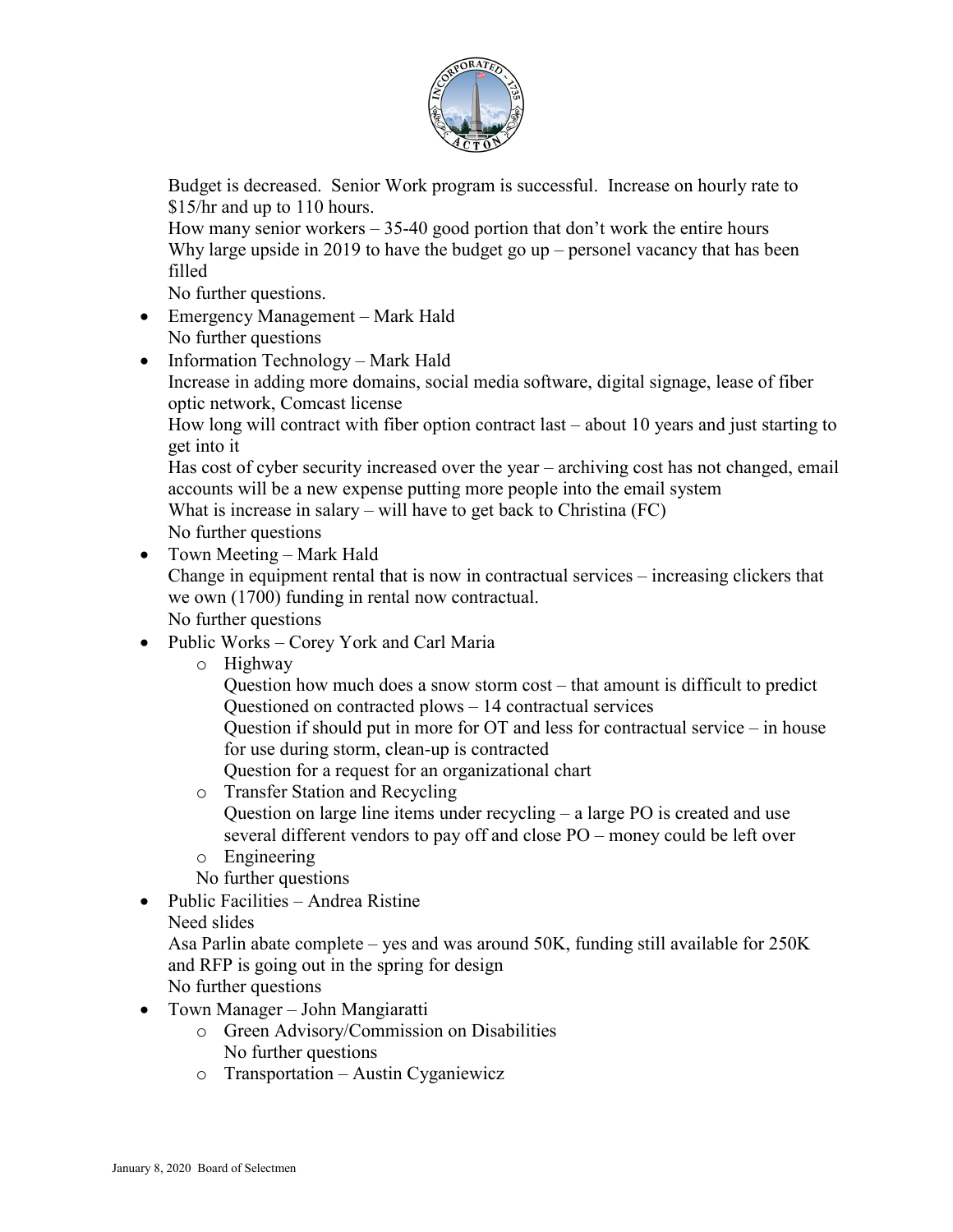Budget is decreased. Senior Work program is successful. Increase on hourly rate to $15/hr and up to 110 hours.
How many senior workers – 35-40 good portion that don't work the entire hours
Why large upside in 2019 to have the budget go up – personel vacancy that has been filled
No further questions.

- Emergency Management – Mark Hald
  No further questions
- Information Technology – Mark Hald
  Increase in adding more domains, social media software, digital signage, lease of fiber optic network, Comcast license
  How long will contract with fiber option contract last – about 10 years and just starting to get into it
  Has cost of cyber security increased over the year – archiving cost has not changed, email accounts will be a new expense putting more people into the email system
  What is increase in salary – will have to get back to Christina (FC)
  No further questions
- Town Meeting – Mark Hald
  Change in equipment rental that is now in contractual services – increasing clickers that we own (1700) funding in rental now contractual.
  No further questions
- Public Works – Corey York and Carl Maria
  - Highway
    Question how much does a snow storm cost – that amount is difficult to predict
    Questioned on contracted plows – 14 contractual services
    Question if should put in more for OT and less for contractual service – in house for use during storm, clean-up is contracted
    Question for a request for an organizational chart
  - Transfer Station and Recycling
    Question on large line items under recycling – a large PO is created and use several different vendors to pay off and close PO – money could be left over
  - Engineering

  No further questions
- Public Facilities – Andrea Ristine
  Need slides
  Asa Parlin abate complete – yes and was around 50K, funding still available for 250K and RFP is going out in the spring for design
  No further questions
- Town Manager – John Mangiaratti
  - Green Advisory/Commission on Disabilities
    No further questions
  - Transportation – Austin Cyganiewicz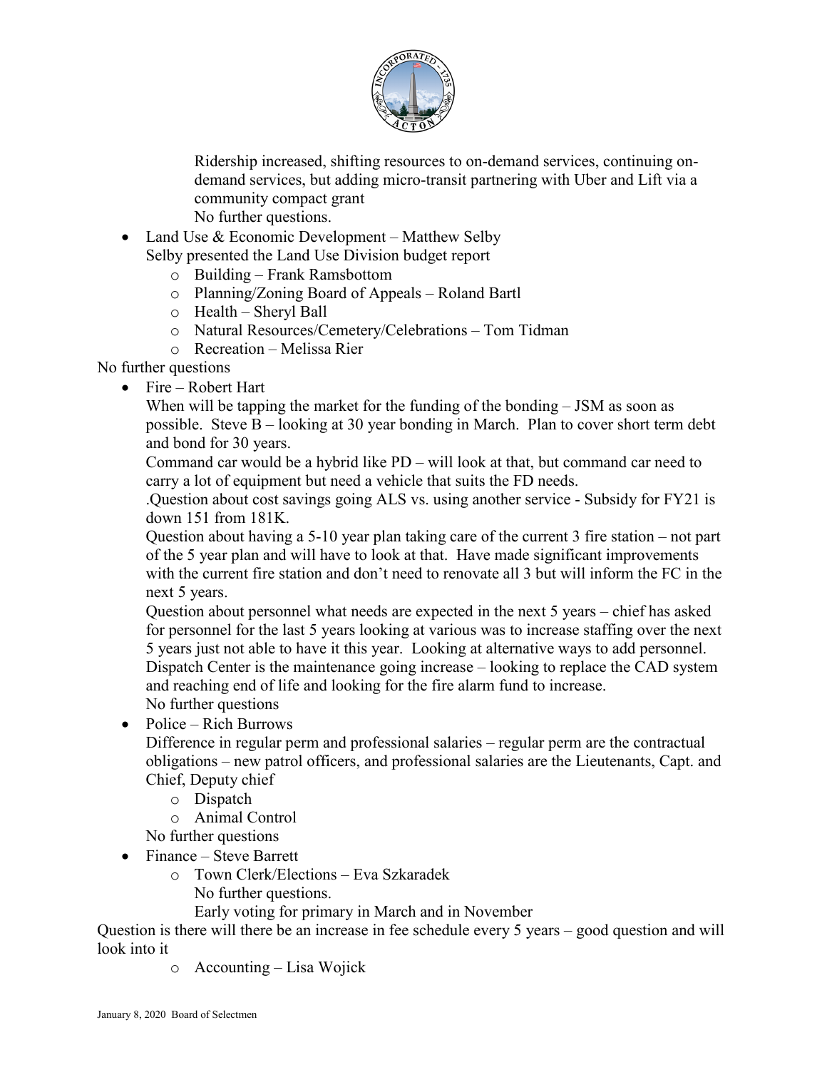Ridership increased, shifting resources to on-demand services, continuing on-demand services, but adding micro-transit partnering with Uber and Lift via a community compact grant
No further questions.

- Land Use & Economic Development – Matthew Selby
  Selby presented the Land Use Division budget report
  - Building – Frank Ramsbottom
  - Planning/Zoning Board of Appeals – Roland Bartl
  - Health – Sheryl Ball
  - Natural Resources/Cemetery/Celebrations – Tom Tidman
  - Recreation – Melissa Rier

No further questions

- Fire – Robert Hart
  When will be tapping the market for the funding of the bonding – JSM as soon as possible. Steve B – looking at 30 year bonding in March. Plan to cover short term debt and bond for 30 years.
  Command car would be a hybrid like PD – will look at that, but command car need to carry a lot of equipment but need a vehicle that suits the FD needs.
  .Question about cost savings going ALS vs. using another service - Subsidy for FY21 is down 151 from 181K.
  Question about having a 5-10 year plan taking care of the current 3 fire station – not part of the 5 year plan and will have to look at that. Have made significant improvements with the current fire station and don't need to renovate all 3 but will inform the FC in the next 5 years.
  Question about personnel what needs are expected in the next 5 years – chief has asked for personnel for the last 5 years looking at various was to increase staffing over the next 5 years just not able to have it this year. Looking at alternative ways to add personnel.
  Dispatch Center is the maintenance going increase – looking to replace the CAD system and reaching end of life and looking for the fire alarm fund to increase.
  No further questions
- Police – Rich Burrows
  Difference in regular perm and professional salaries – regular perm are the contractual obligations – new patrol officers, and professional salaries are the Lieutenants, Capt. and Chief, Deputy chief
  - Dispatch
  - Animal Control

  No further questions
- Finance – Steve Barrett
  - Town Clerk/Elections – Eva Szkaradek
    No further questions.
    Early voting for primary in March and in November

Question is there will there be an increase in fee schedule every 5 years – good question and will look into it

  - Accounting – Lisa Wojick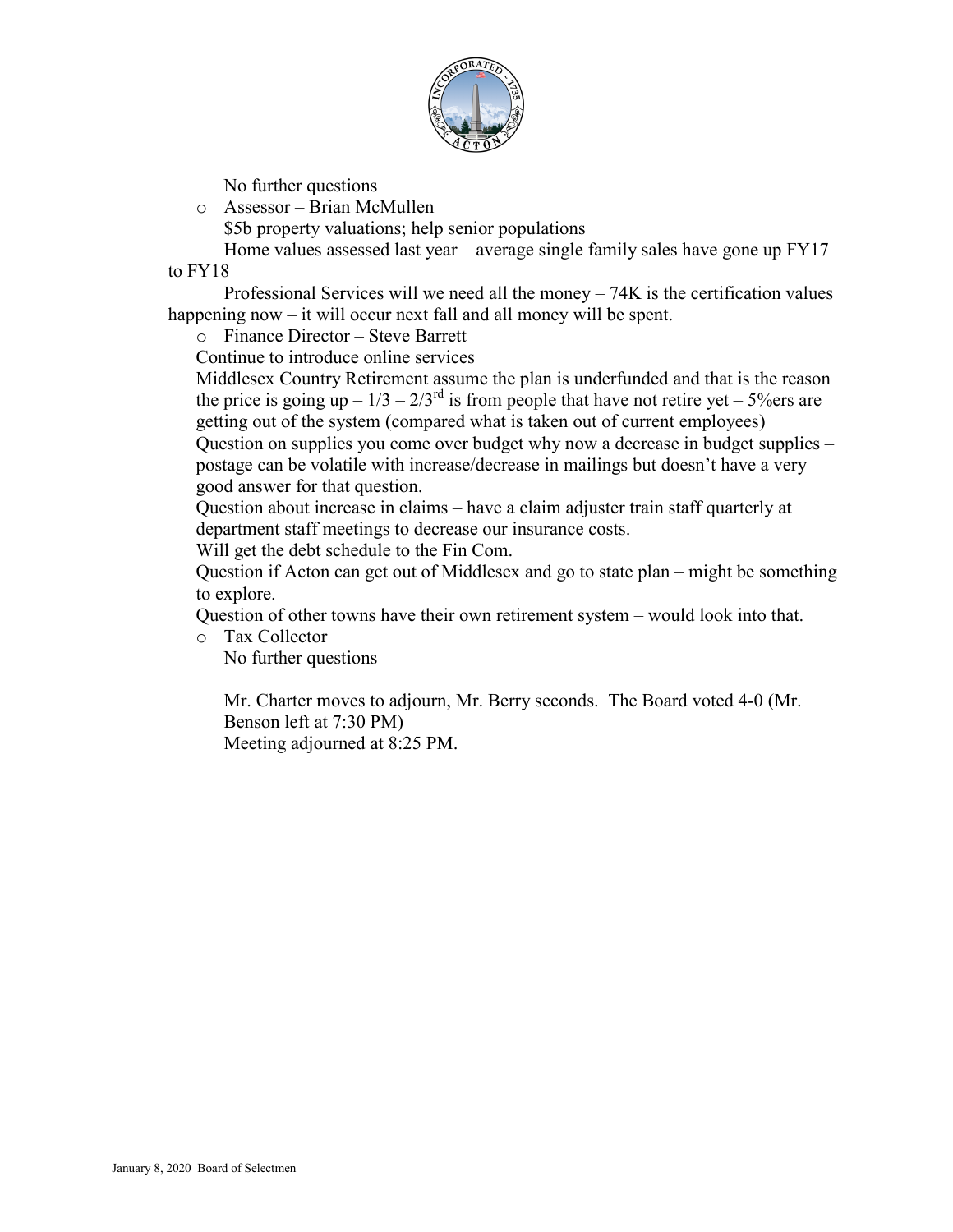No further questions

- Assessor – Brian McMullen

  $5b property valuations; help senior populations

  Home values assessed last year – average single family sales have gone up FY17 to FY18

  Professional Services will we need all the money – 74K is the certification values happening now – it will occur next fall and all money will be spent.

- Finance Director – Steve Barrett

  Continue to introduce online services

  Middlesex Country Retirement assume the plan is underfunded and that is the reason the price is going up – 1/3 – 2/3rd is from people that have not retire yet – 5%ers are getting out of the system (compared what is taken out of current employees)

  Question on supplies you come over budget why now a decrease in budget supplies – postage can be volatile with increase/decrease in mailings but doesn't have a very good answer for that question.

  Question about increase in claims – have a claim adjuster train staff quarterly at department staff meetings to decrease our insurance costs.

  Will get the debt schedule to the Fin Com.

  Question if Acton can get out of Middlesex and go to state plan – might be something to explore.

  Question of other towns have their own retirement system – would look into that.

- Tax Collector

  No further questions

Mr. Charter moves to adjourn, Mr. Berry seconds. The Board voted 4-0 (Mr. Benson left at 7:30 PM)

Meeting adjourned at 8:25 PM.